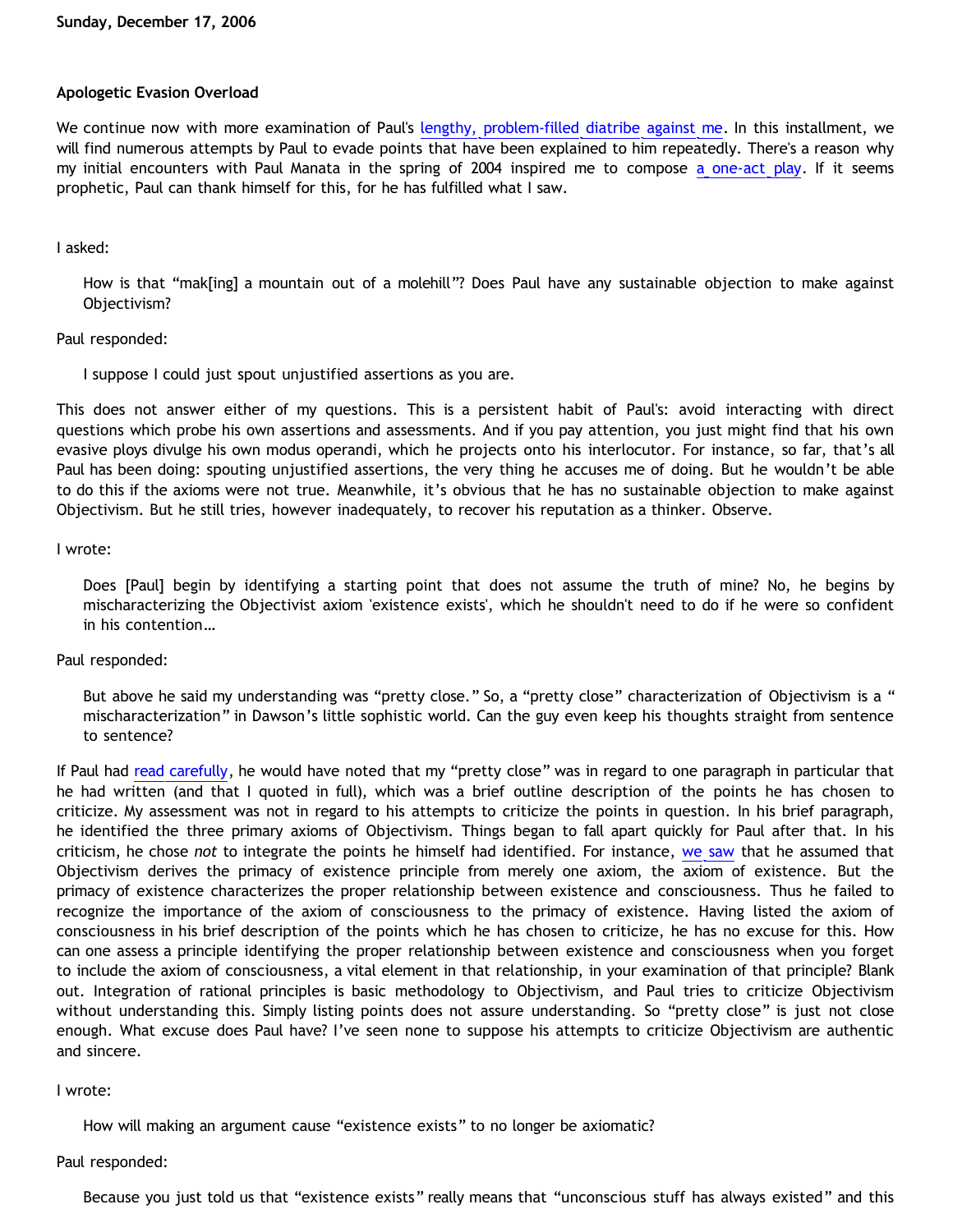**Sunday, December 17, 2006**

## Apologetic Evasion Overload

We continue now with more examination of Paul's lengthy, problem-filled diatribe against me. In this installment, we will find numerous attempts by Paul to evade points that have been explained to him repeatedly. There's a reason why my initial encounters with Paul Manata in the spring of 2004 inspired me to compose a one-act play. If it seems prophetic, Paul can thank himself for this, for he has fulfilled what I saw.

I asked:

> How is that "mak[ing] a mountain out of a molehill"? Does Paul have any sustainable objection to make against Objectivism?

Paul responded:

> I suppose I could just spout unjustified assertions as you are.

This does not answer either of my questions. This is a persistent habit of Paul's: avoid interacting with direct questions which probe his own assertions and assessments. And if you pay attention, you just might find that his own evasive ploys divulge his own modus operandi, which he projects onto his interlocutor. For instance, so far, that's all Paul has been doing: spouting unjustified assertions, the very thing he accuses me of doing. But he wouldn't be able to do this if the axioms were not true. Meanwhile, it's obvious that he has no sustainable objection to make against Objectivism. But he still tries, however inadequately, to recover his reputation as a thinker. Observe.

I wrote:

> Does [Paul] begin by identifying a starting point that does not assume the truth of mine? No, he begins by mischaracterizing the Objectivist axiom 'existence exists', which he shouldn't need to do if he were so confident in his contention…

Paul responded:

> But above he said my understanding was "pretty close." So, a "pretty close" characterization of Objectivism is a "mischaracterization" in Dawson's little sophistic world. Can the guy even keep his thoughts straight from sentence to sentence?

If Paul had read carefully, he would have noted that my "pretty close" was in regard to one paragraph in particular that he had written (and that I quoted in full), which was a brief outline description of the points he has chosen to criticize. My assessment was not in regard to his attempts to criticize the points in question. In his brief paragraph, he identified the three primary axioms of Objectivism. Things began to fall apart quickly for Paul after that. In his criticism, he chose *not* to integrate the points he himself had identified. For instance, we saw that he assumed that Objectivism derives the primacy of existence principle from merely one axiom, the axiom of existence. But the primacy of existence characterizes the proper relationship between existence and consciousness. Thus he failed to recognize the importance of the axiom of consciousness to the primacy of existence. Having listed the axiom of consciousness in his brief description of the points which he has chosen to criticize, he has no excuse for this. How can one assess a principle identifying the proper relationship between existence and consciousness when you forget to include the axiom of consciousness, a vital element in that relationship, in your examination of that principle? Blank out. Integration of rational principles is basic methodology to Objectivism, and Paul tries to criticize Objectivism without understanding this. Simply listing points does not assure understanding. So "pretty close" is just not close enough. What excuse does Paul have? I've seen none to suppose his attempts to criticize Objectivism are authentic and sincere.

I wrote:

> How will making an argument cause "existence exists" to no longer be axiomatic?

Paul responded:

> Because you just told us that "existence exists" really means that "unconscious stuff has always existed" and this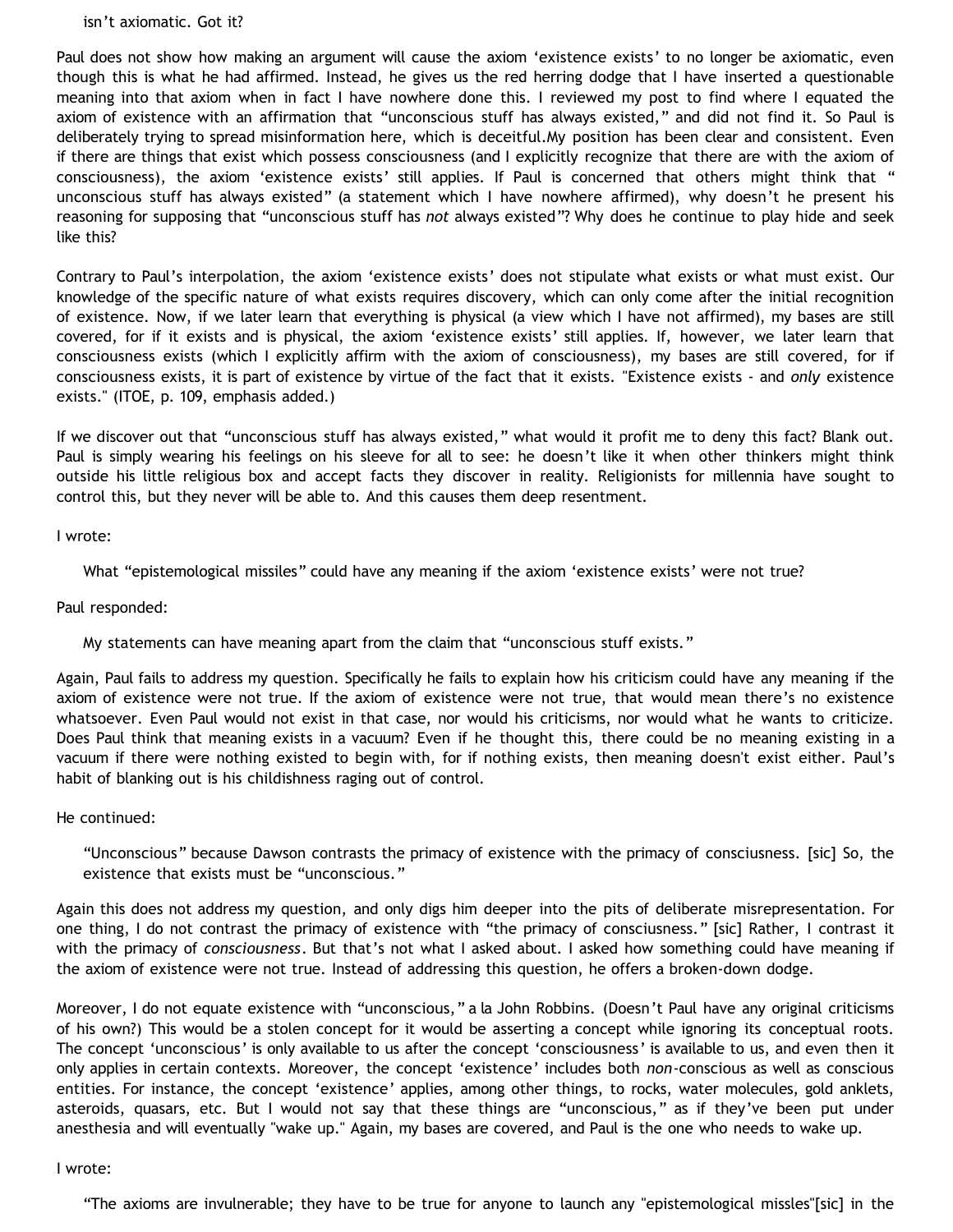> isn't axiomatic. Got it?

Paul does not show how making an argument will cause the axiom 'existence exists' to no longer be axiomatic, even though this is what he had affirmed. Instead, he gives us the red herring dodge that I have inserted a questionable meaning into that axiom when in fact I have nowhere done this. I reviewed my post to find where I equated the axiom of existence with an affirmation that "unconscious stuff has always existed," and did not find it. So Paul is deliberately trying to spread misinformation here, which is deceitful.My position has been clear and consistent. Even if there are things that exist which possess consciousness (and I explicitly recognize that there are with the axiom of consciousness), the axiom 'existence exists' still applies. If Paul is concerned that others might think that " unconscious stuff has always existed" (a statement which I have nowhere affirmed), why doesn't he present his reasoning for supposing that "unconscious stuff has *not* always existed"? Why does he continue to play hide and seek like this?

Contrary to Paul's interpolation, the axiom 'existence exists' does not stipulate what exists or what must exist. Our knowledge of the specific nature of what exists requires discovery, which can only come after the initial recognition of existence. Now, if we later learn that everything is physical (a view which I have not affirmed), my bases are still covered, for if it exists and is physical, the axiom 'existence exists' still applies. If, however, we later learn that consciousness exists (which I explicitly affirm with the axiom of consciousness), my bases are still covered, for if consciousness exists, it is part of existence by virtue of the fact that it exists. "Existence exists - and *only* existence exists." (ITOE, p. 109, emphasis added.)

If we discover out that "unconscious stuff has always existed," what would it profit me to deny this fact? Blank out. Paul is simply wearing his feelings on his sleeve for all to see: he doesn't like it when other thinkers might think outside his little religious box and accept facts they discover in reality. Religionists for millennia have sought to control this, but they never will be able to. And this causes them deep resentment.

I wrote:

> What "epistemological missiles" could have any meaning if the axiom 'existence exists' were not true?

Paul responded:

> My statements can have meaning apart from the claim that "unconscious stuff exists."

Again, Paul fails to address my question. Specifically he fails to explain how his criticism could have any meaning if the axiom of existence were not true. If the axiom of existence were not true, that would mean there's no existence whatsoever. Even Paul would not exist in that case, nor would his criticisms, nor would what he wants to criticize. Does Paul think that meaning exists in a vacuum? Even if he thought this, there could be no meaning existing in a vacuum if there were nothing existed to begin with, for if nothing exists, then meaning doesn't exist either. Paul's habit of blanking out is his childishness raging out of control.

He continued:

> "Unconscious" because Dawson contrasts the primacy of existence with the primacy of consciusness. [sic] So, the existence that exists must be "unconscious."

Again this does not address my question, and only digs him deeper into the pits of deliberate misrepresentation. For one thing, I do not contrast the primacy of existence with "the primacy of consciusness." [sic] Rather, I contrast it with the primacy of *consciousness*. But that's not what I asked about. I asked how something could have meaning if the axiom of existence were not true. Instead of addressing this question, he offers a broken-down dodge.

Moreover, I do not equate existence with "unconscious," a la John Robbins. (Doesn't Paul have any original criticisms of his own?) This would be a stolen concept for it would be asserting a concept while ignoring its conceptual roots. The concept 'unconscious' is only available to us after the concept 'consciousness' is available to us, and even then it only applies in certain contexts. Moreover, the concept 'existence' includes both *non*-conscious as well as conscious entities. For instance, the concept 'existence' applies, among other things, to rocks, water molecules, gold anklets, asteroids, quasars, etc. But I would not say that these things are "unconscious," as if they've been put under anesthesia and will eventually "wake up." Again, my bases are covered, and Paul is the one who needs to wake up.

I wrote:

> "The axioms are invulnerable; they have to be true for anyone to launch any "epistemological missles"[sic] in the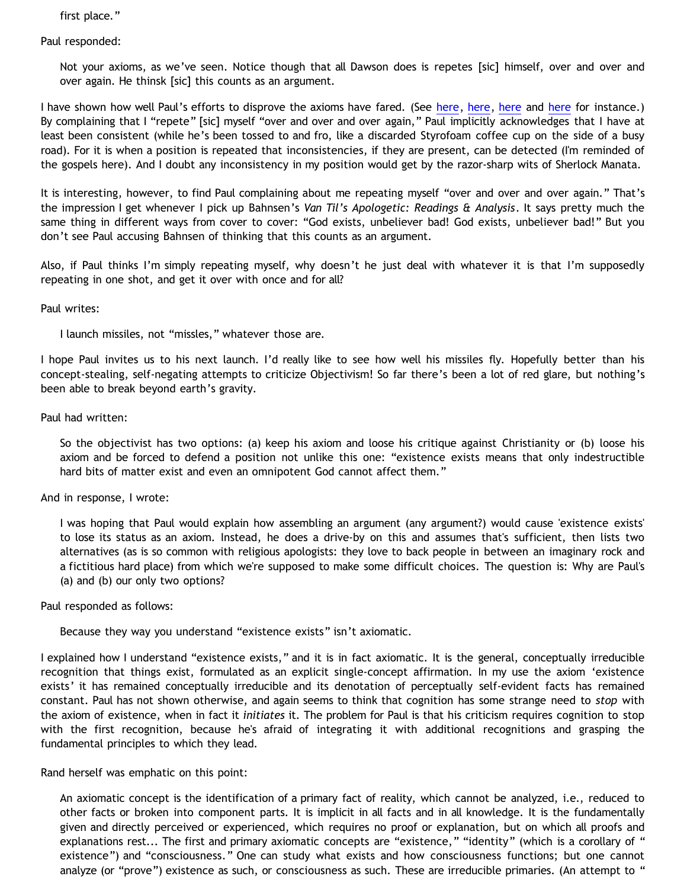first place."

Paul responded:

> Not your axioms, as we've seen. Notice though that all Dawson does is repetes [sic] himself, over and over and over again. He thinsk [sic] this counts as an argument.

I have shown how well Paul's efforts to disprove the axioms have fared. (See here, here, here and here for instance.) By complaining that I "repete" [sic] myself "over and over and over again," Paul implicitly acknowledges that I have at least been consistent (while he's been tossed to and fro, like a discarded Styrofoam coffee cup on the side of a busy road). For it is when a position is repeated that inconsistencies, if they are present, can be detected (I'm reminded of the gospels here). And I doubt any inconsistency in my position would get by the razor-sharp wits of Sherlock Manata.

It is interesting, however, to find Paul complaining about me repeating myself "over and over and over again." That's the impression I get whenever I pick up Bahnsen's *Van Til's Apologetic: Readings & Analysis*. It says pretty much the same thing in different ways from cover to cover: "God exists, unbeliever bad! God exists, unbeliever bad!" But you don't see Paul accusing Bahnsen of thinking that this counts as an argument.

Also, if Paul thinks I'm simply repeating myself, why doesn't he just deal with whatever it is that I'm supposedly repeating in one shot, and get it over with once and for all?

Paul writes:

> I launch missiles, not "missles," whatever those are.

I hope Paul invites us to his next launch. I'd really like to see how well his missiles fly. Hopefully better than his concept-stealing, self-negating attempts to criticize Objectivism! So far there's been a lot of red glare, but nothing's been able to break beyond earth's gravity.

Paul had written:

> So the objectivist has two options: (a) keep his axiom and loose his critique against Christianity or (b) loose his axiom and be forced to defend a position not unlike this one: "existence exists means that only indestructible hard bits of matter exist and even an omnipotent God cannot affect them."

And in response, I wrote:

> I was hoping that Paul would explain how assembling an argument (any argument?) would cause 'existence exists' to lose its status as an axiom. Instead, he does a drive-by on this and assumes that's sufficient, then lists two alternatives (as is so common with religious apologists: they love to back people in between an imaginary rock and a fictitious hard place) from which we're supposed to make some difficult choices. The question is: Why are Paul's (a) and (b) our only two options?

Paul responded as follows:

> Because they way you understand "existence exists" isn't axiomatic.

I explained how I understand "existence exists," and it is in fact axiomatic. It is the general, conceptually irreducible recognition that things exist, formulated as an explicit single-concept affirmation. In my use the axiom 'existence exists' it has remained conceptually irreducible and its denotation of perceptually self-evident facts has remained constant. Paul has not shown otherwise, and again seems to think that cognition has some strange need to *stop* with the axiom of existence, when in fact it *initiates* it. The problem for Paul is that his criticism requires cognition to stop with the first recognition, because he's afraid of integrating it with additional recognitions and grasping the fundamental principles to which they lead.

Rand herself was emphatic on this point:

> An axiomatic concept is the identification of a primary fact of reality, which cannot be analyzed, i.e., reduced to other facts or broken into component parts. It is implicit in all facts and in all knowledge. It is the fundamentally given and directly perceived or experienced, which requires no proof or explanation, but on which all proofs and explanations rest... The first and primary axiomatic concepts are "existence," "identity" (which is a corollary of "existence") and "consciousness." One can study what exists and how consciousness functions; but one cannot analyze (or "prove") existence as such, or consciousness as such. These are irreducible primaries. (An attempt to "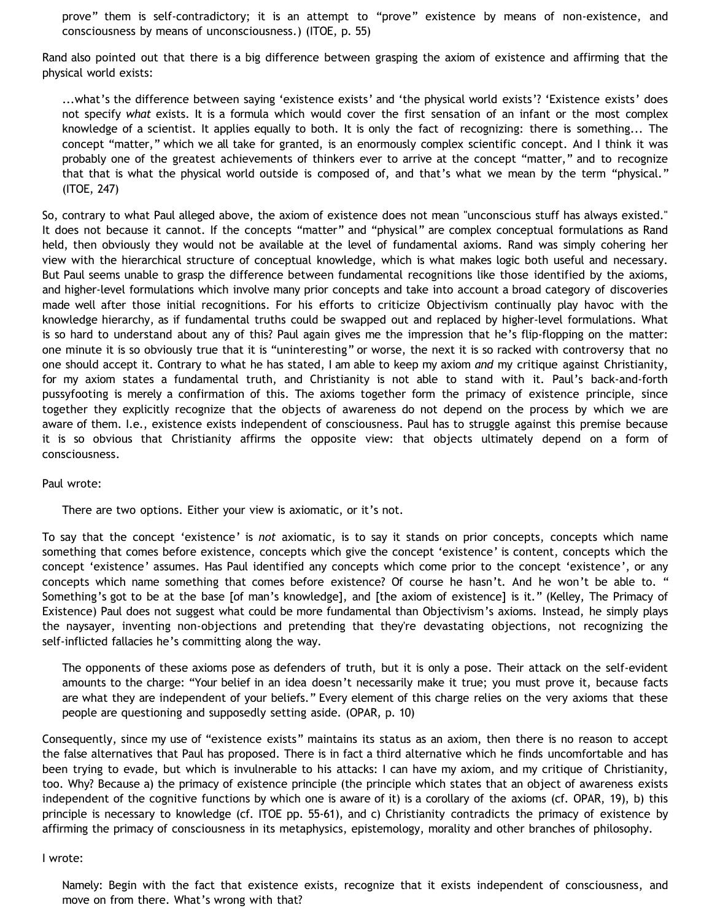> prove" them is self-contradictory; it is an attempt to "prove" existence by means of non-existence, and consciousness by means of unconsciousness.) (ITOE, p. 55)

Rand also pointed out that there is a big difference between grasping the axiom of existence and affirming that the physical world exists:

> ...what's the difference between saying 'existence exists' and 'the physical world exists'? 'Existence exists' does not specify *what* exists. It is a formula which would cover the first sensation of an infant or the most complex knowledge of a scientist. It applies equally to both. It is only the fact of recognizing: there is something... The concept "matter," which we all take for granted, is an enormously complex scientific concept. And I think it was probably one of the greatest achievements of thinkers ever to arrive at the concept "matter," and to recognize that that is what the physical world outside is composed of, and that's what we mean by the term "physical." (ITOE, 247)

So, contrary to what Paul alleged above, the axiom of existence does not mean "unconscious stuff has always existed." It does not because it cannot. If the concepts "matter" and "physical" are complex conceptual formulations as Rand held, then obviously they would not be available at the level of fundamental axioms. Rand was simply cohering her view with the hierarchical structure of conceptual knowledge, which is what makes logic both useful and necessary. But Paul seems unable to grasp the difference between fundamental recognitions like those identified by the axioms, and higher-level formulations which involve many prior concepts and take into account a broad category of discoveries made well after those initial recognitions. For his efforts to criticize Objectivism continually play havoc with the knowledge hierarchy, as if fundamental truths could be swapped out and replaced by higher-level formulations. What is so hard to understand about any of this? Paul again gives me the impression that he's flip-flopping on the matter: one minute it is so obviously true that it is "uninteresting" or worse, the next it is so racked with controversy that no one should accept it. Contrary to what he has stated, I am able to keep my axiom *and* my critique against Christianity, for my axiom states a fundamental truth, and Christianity is not able to stand with it. Paul's back-and-forth pussyfooting is merely a confirmation of this. The axioms together form the primacy of existence principle, since together they explicitly recognize that the objects of awareness do not depend on the process by which we are aware of them. I.e., existence exists independent of consciousness. Paul has to struggle against this premise because it is so obvious that Christianity affirms the opposite view: that objects ultimately depend on a form of consciousness.

Paul wrote:

> There are two options. Either your view is axiomatic, or it's not.

To say that the concept 'existence' is *not* axiomatic, is to say it stands on prior concepts, concepts which name something that comes before existence, concepts which give the concept 'existence' is content, concepts which the concept 'existence' assumes. Has Paul identified any concepts which come prior to the concept 'existence', or any concepts which name something that comes before existence? Of course he hasn't. And he won't be able to. " Something's got to be at the base [of man's knowledge], and [the axiom of existence] is it." (Kelley, The Primacy of Existence) Paul does not suggest what could be more fundamental than Objectivism's axioms. Instead, he simply plays the naysayer, inventing non-objections and pretending that they're devastating objections, not recognizing the self-inflicted fallacies he's committing along the way.

> The opponents of these axioms pose as defenders of truth, but it is only a pose. Their attack on the self-evident amounts to the charge: "Your belief in an idea doesn't necessarily make it true; you must prove it, because facts are what they are independent of your beliefs." Every element of this charge relies on the very axioms that these people are questioning and supposedly setting aside. (OPAR, p. 10)

Consequently, since my use of "existence exists" maintains its status as an axiom, then there is no reason to accept the false alternatives that Paul has proposed. There is in fact a third alternative which he finds uncomfortable and has been trying to evade, but which is invulnerable to his attacks: I can have my axiom, and my critique of Christianity, too. Why? Because a) the primacy of existence principle (the principle which states that an object of awareness exists independent of the cognitive functions by which one is aware of it) is a corollary of the axioms (cf. OPAR, 19), b) this principle is necessary to knowledge (cf. ITOE pp. 55-61), and c) Christianity contradicts the primacy of existence by affirming the primacy of consciousness in its metaphysics, epistemology, morality and other branches of philosophy.

I wrote:

> Namely: Begin with the fact that existence exists, recognize that it exists independent of consciousness, and move on from there. What's wrong with that?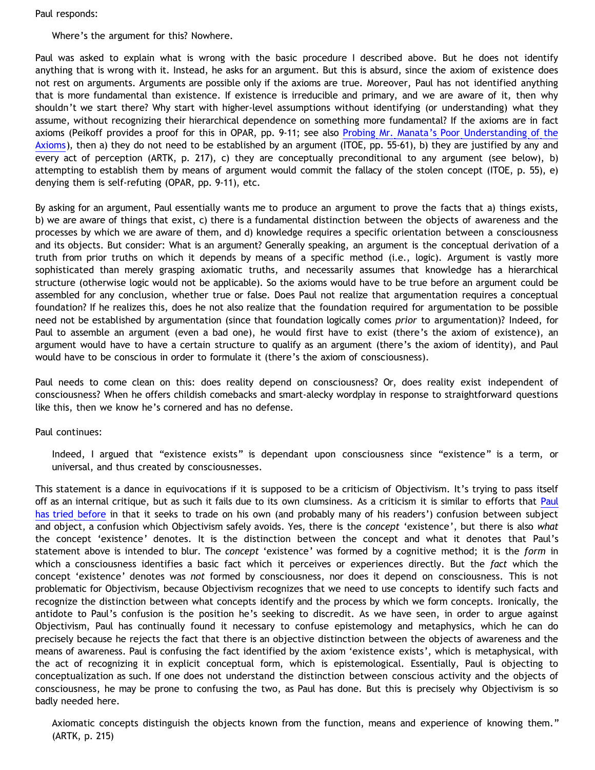Paul responds:

> Where's the argument for this? Nowhere.

Paul was asked to explain what is wrong with the basic procedure I described above. But he does not identify anything that is wrong with it. Instead, he asks for an argument. But this is absurd, since the axiom of existence does not rest on arguments. Arguments are possible only if the axioms are true. Moreover, Paul has not identified anything that is more fundamental than existence. If existence is irreducible and primary, and we are aware of it, then why shouldn't we start there? Why start with higher-level assumptions without identifying (or understanding) what they assume, without recognizing their hierarchical dependence on something more fundamental? If the axioms are in fact axioms (Peikoff provides a proof for this in OPAR, pp. 9-11; see also Probing Mr. Manata's Poor Understanding of the Axioms), then a) they do not need to be established by an argument (ITOE, pp. 55-61), b) they are justified by any and every act of perception (ARTK, p. 217), c) they are conceptually preconditional to any argument (see below), b) attempting to establish them by means of argument would commit the fallacy of the stolen concept (ITOE, p. 55), e) denying them is self-refuting (OPAR, pp. 9-11), etc.

By asking for an argument, Paul essentially wants me to produce an argument to prove the facts that a) things exists, b) we are aware of things that exist, c) there is a fundamental distinction between the objects of awareness and the processes by which we are aware of them, and d) knowledge requires a specific orientation between a consciousness and its objects. But consider: What is an argument? Generally speaking, an argument is the conceptual derivation of a truth from prior truths on which it depends by means of a specific method (i.e., logic). Argument is vastly more sophisticated than merely grasping axiomatic truths, and necessarily assumes that knowledge has a hierarchical structure (otherwise logic would not be applicable). So the axioms would have to be true before an argument could be assembled for any conclusion, whether true or false. Does Paul not realize that argumentation requires a conceptual foundation? If he realizes this, does he not also realize that the foundation required for argumentation to be possible need not be established by argumentation (since that foundation logically comes *prior* to argumentation)? Indeed, for Paul to assemble an argument (even a bad one), he would first have to exist (there's the axiom of existence), an argument would have to have a certain structure to qualify as an argument (there's the axiom of identity), and Paul would have to be conscious in order to formulate it (there's the axiom of consciousness).

Paul needs to come clean on this: does reality depend on consciousness? Or, does reality exist independent of consciousness? When he offers childish comebacks and smart-alecky wordplay in response to straightforward questions like this, then we know he's cornered and has no defense.

Paul continues:

> Indeed, I argued that "existence exists" is dependant upon consciousness since "existence" is a term, or universal, and thus created by consciousnesses.

This statement is a dance in equivocations if it is supposed to be a criticism of Objectivism. It's trying to pass itself off as an internal critique, but as such it fails due to its own clumsiness. As a criticism it is similar to efforts that Paul has tried before in that it seeks to trade on his own (and probably many of his readers') confusion between subject and object, a confusion which Objectivism safely avoids. Yes, there is the *concept* 'existence', but there is also *what* the concept 'existence' denotes. It is the distinction between the concept and what it denotes that Paul's statement above is intended to blur. The *concept* 'existence' was formed by a cognitive method; it is the *form* in which a consciousness identifies a basic fact which it perceives or experiences directly. But the *fact* which the concept 'existence' denotes was *not* formed by consciousness, nor does it depend on consciousness. This is not problematic for Objectivism, because Objectivism recognizes that we need to use concepts to identify such facts and recognize the distinction between what concepts identify and the process by which we form concepts. Ironically, the antidote to Paul's confusion is the position he's seeking to discredit. As we have seen, in order to argue against Objectivism, Paul has continually found it necessary to confuse epistemology and metaphysics, which he can do precisely because he rejects the fact that there is an objective distinction between the objects of awareness and the means of awareness. Paul is confusing the fact identified by the axiom 'existence exists', which is metaphysical, with the act of recognizing it in explicit conceptual form, which is epistemological. Essentially, Paul is objecting to conceptualization as such. If one does not understand the distinction between conscious activity and the objects of consciousness, he may be prone to confusing the two, as Paul has done. But this is precisely why Objectivism is so badly needed here.

> Axiomatic concepts distinguish the objects known from the function, means and experience of knowing them." (ARTK, p. 215)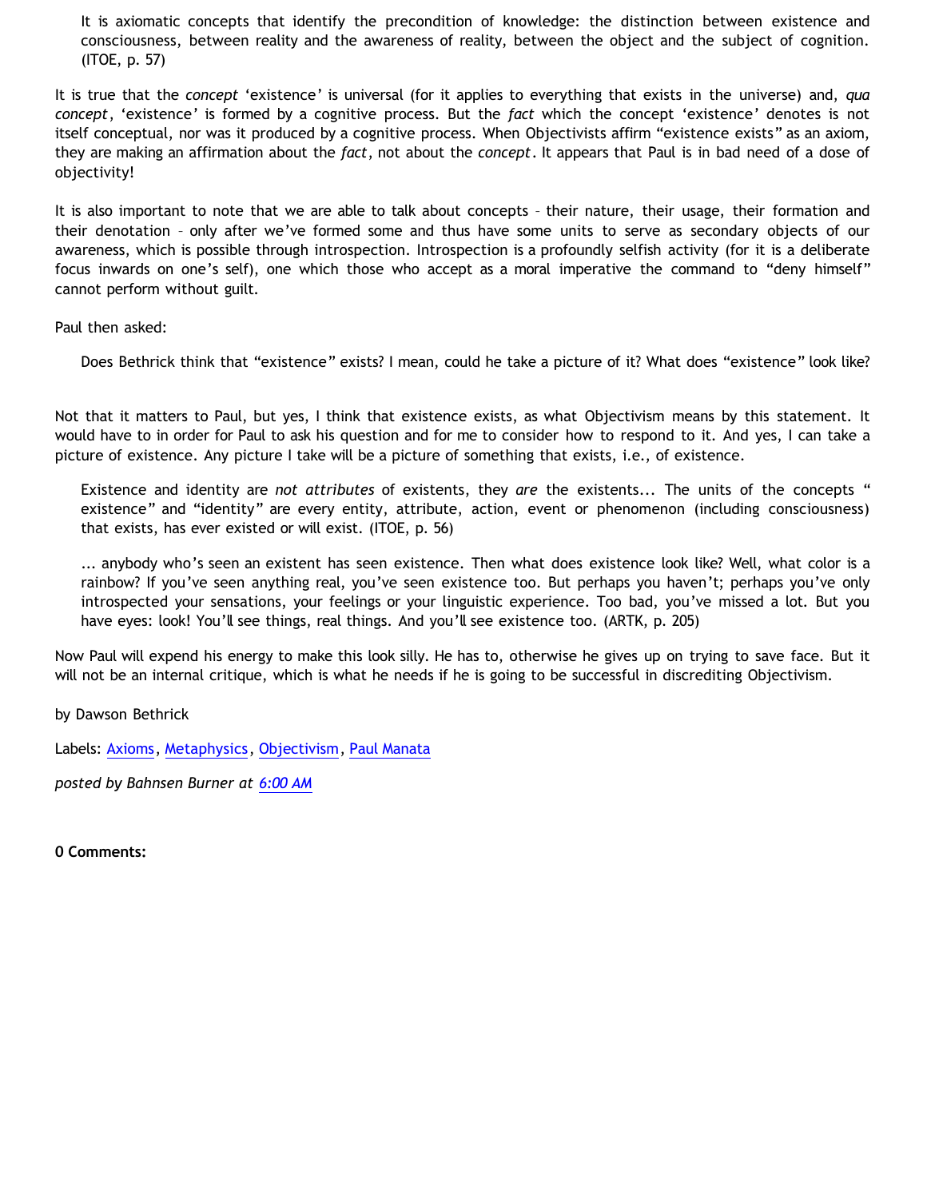> It is axiomatic concepts that identify the precondition of knowledge: the distinction between existence and consciousness, between reality and the awareness of reality, between the object and the subject of cognition. (ITOE, p. 57)

It is true that the *concept* 'existence' is universal (for it applies to everything that exists in the universe) and, *qua concept*, 'existence' is formed by a cognitive process. But the *fact* which the concept 'existence' denotes is not itself conceptual, nor was it produced by a cognitive process. When Objectivists affirm "existence exists" as an axiom, they are making an affirmation about the *fact*, not about the *concept*. It appears that Paul is in bad need of a dose of objectivity!

It is also important to note that we are able to talk about concepts – their nature, their usage, their formation and their denotation – only after we've formed some and thus have some units to serve as secondary objects of our awareness, which is possible through introspection. Introspection is a profoundly selfish activity (for it is a deliberate focus inwards on one's self), one which those who accept as a moral imperative the command to "deny himself" cannot perform without guilt.

Paul then asked:

> Does Bethrick think that "existence" exists? I mean, could he take a picture of it? What does "existence" look like?

Not that it matters to Paul, but yes, I think that existence exists, as what Objectivism means by this statement. It would have to in order for Paul to ask his question and for me to consider how to respond to it. And yes, I can take a picture of existence. Any picture I take will be a picture of something that exists, i.e., of existence.

> Existence and identity are *not attributes* of existents, they *are* the existents... The units of the concepts "existence" and "identity" are every entity, attribute, action, event or phenomenon (including consciousness) that exists, has ever existed or will exist. (ITOE, p. 56)

> ... anybody who's seen an existent has seen existence. Then what does existence look like? Well, what color is a rainbow? If you've seen anything real, you've seen existence too. But perhaps you haven't; perhaps you've only introspected your sensations, your feelings or your linguistic experience. Too bad, you've missed a lot. But you have eyes: look! You'll see things, real things. And you'll see existence too. (ARTK, p. 205)

Now Paul will expend his energy to make this look silly. He has to, otherwise he gives up on trying to save face. But it will not be an internal critique, which is what he needs if he is going to be successful in discrediting Objectivism.

by Dawson Bethrick

Labels: Axioms, Metaphysics, Objectivism, Paul Manata

*posted by Bahnsen Burner at 6:00 AM*

**0 Comments:**